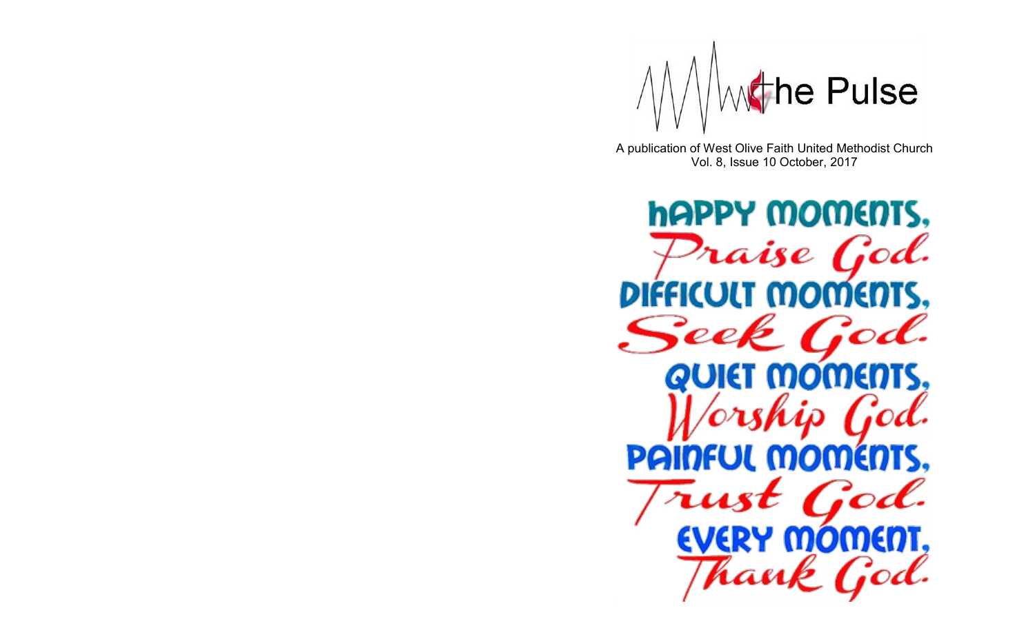# The Pulse

A publication of West Olive Faith United Methodist Church
Vol. 8, Issue 10 October, 2017

HAPPY MOMENTS,
*Praise God.*
DIFFICULT MOMENTS,
*Seek God.*
QUIET MOMENTS,
*Worship God.*
PAINFUL MOMENTS,
*Trust God.*
EVERY MOMENT,
*Thank God.*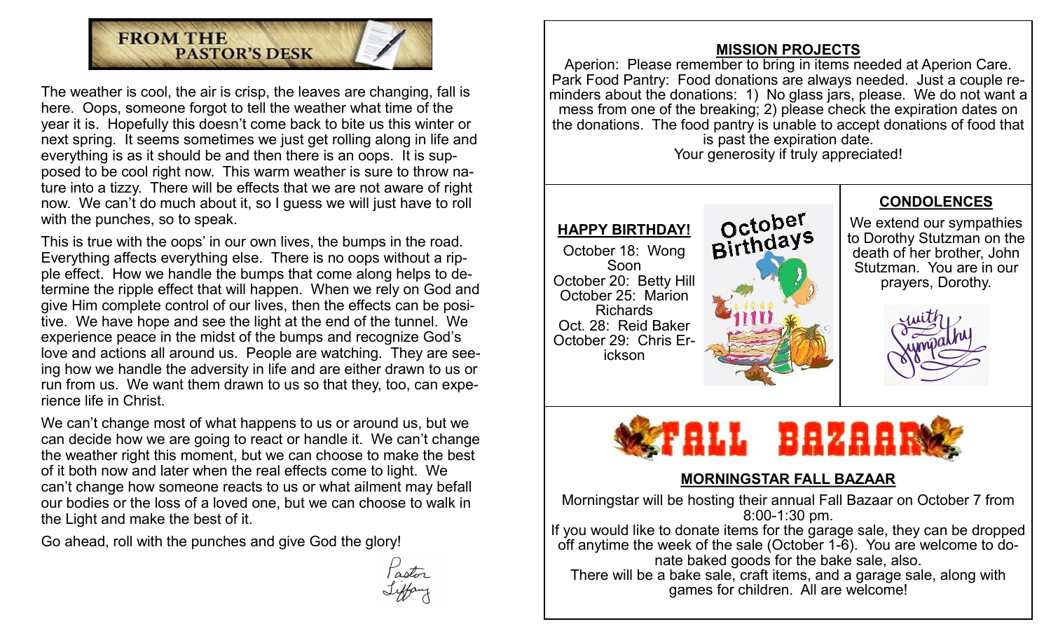## FROM THE PASTOR'S DESK

The weather is cool, the air is crisp, the leaves are changing, fall is here. Oops, someone forgot to tell the weather what time of the year it is. Hopefully this doesn't come back to bite us this winter or next spring. It seems sometimes we just get rolling along in life and everything is as it should be and then there is an oops. It is supposed to be cool right now. This warm weather is sure to throw nature into a tizzy. There will be effects that we are not aware of right now. We can't do much about it, so I guess we will just have to roll with the punches, so to speak.

This is true with the oops' in our own lives, the bumps in the road. Everything affects everything else. There is no oops without a ripple effect. How we handle the bumps that come along helps to determine the ripple effect that will happen. When we rely on God and give Him complete control of our lives, then the effects can be positive. We have hope and see the light at the end of the tunnel. We experience peace in the midst of the bumps and recognize God's love and actions all around us. People are watching. They are seeing how we handle the adversity in life and are either drawn to us or run from us. We want them drawn to us so that they, too, can experience life in Christ.

We can't change most of what happens to us or around us, but we can decide how we are going to react or handle it. We can't change the weather right this moment, but we can choose to make the best of it both now and later when the real effects come to light. We can't change how someone reacts to us or what ailment may befall our bodies or the loss of a loved one, but we can choose to walk in the Light and make the best of it.

Go ahead, roll with the punches and give God the glory!

Pastor Tiffany

## MISSION PROJECTS

Aperion: Please remember to bring in items needed at Aperion Care.
Park Food Pantry: Food donations are always needed. Just a couple reminders about the donations: 1) No glass jars, please. We do not want a mess from one of the breaking; 2) please check the expiration dates on the donations. The food pantry is unable to accept donations of food that is past the expiration date.
Your generosity if truly appreciated!

## HAPPY BIRTHDAY!

October Birthdays

October 18: Wong Soon
October 20: Betty Hill
October 25: Marion Richards
Oct. 28: Reid Baker
October 29: Chris Erickson

## CONDOLENCES

We extend our sympathies to Dorothy Stutzman on the death of her brother, John Stutzman. You are in our prayers, Dorothy.

With Sympathy

## FALL BAZAAR

### MORNINGSTAR FALL BAZAAR

Morningstar will be hosting their annual Fall Bazaar on October 7 from 8:00-1:30 pm.
If you would like to donate items for the garage sale, they can be dropped off anytime the week of the sale (October 1-6). You are welcome to donate baked goods for the bake sale, also.
There will be a bake sale, craft items, and a garage sale, along with games for children. All are welcome!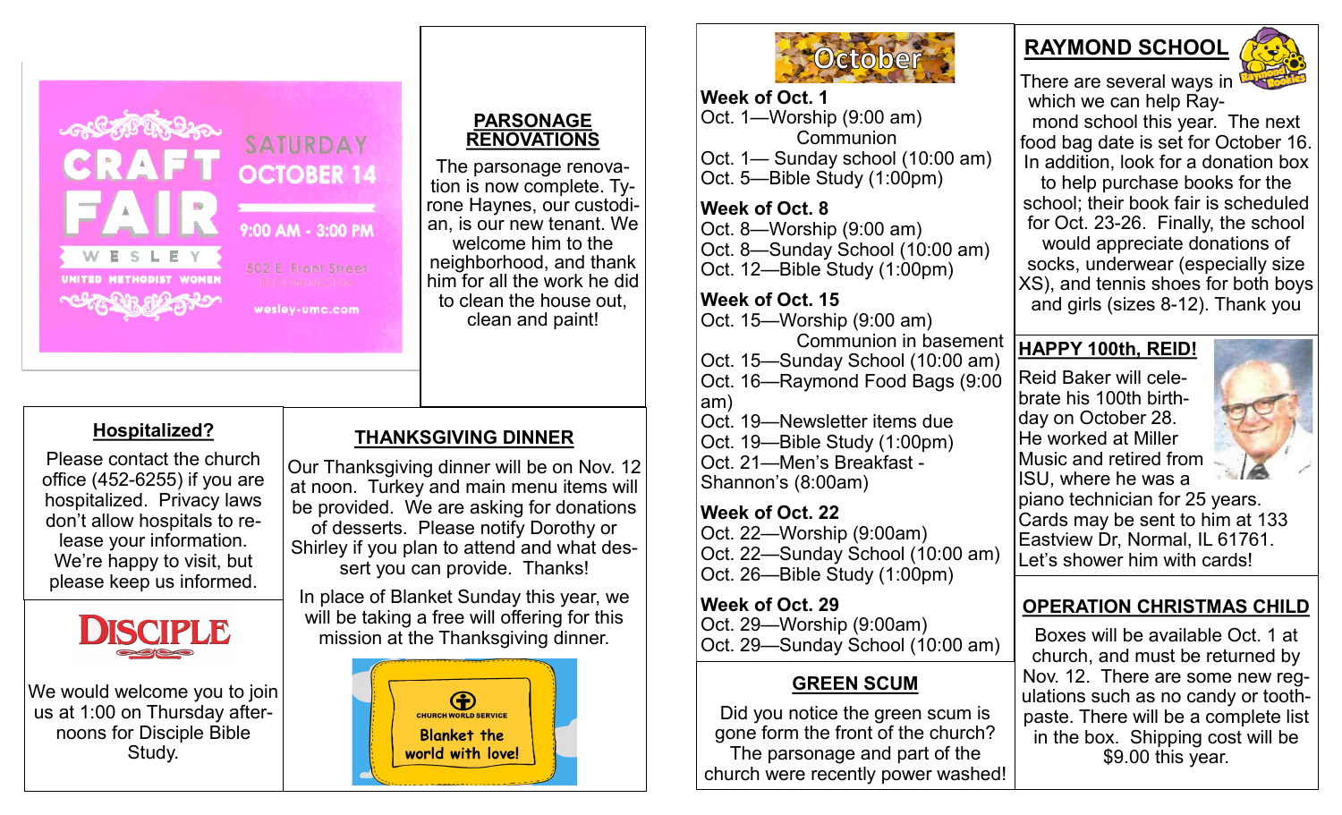CRAFT FAIR

WESLEY

UNITED METHODIST WOMEN

SATURDAY OCTOBER 14

9:00 AM - 3:00 PM

502 E. Front Street

wesley-umc.com

## PARSONAGE RENOVATIONS

The parsonage renovation is now complete. Tyrone Haynes, our custodian, is our new tenant. We welcome him to the neighborhood, and thank him for all the work he did to clean the house out, clean and paint!

## Hospitalized?

Please contact the church office (452-6255) if you are hospitalized. Privacy laws don't allow hospitals to release your information. We're happy to visit, but please keep us informed.

## DISCIPLE

We would welcome you to join us at 1:00 on Thursday afternoons for Disciple Bible Study.

## THANKSGIVING DINNER

Our Thanksgiving dinner will be on Nov. 12 at noon. Turkey and main menu items will be provided. We are asking for donations of desserts. Please notify Dorothy or Shirley if you plan to attend and what dessert you can provide. Thanks!

In place of Blanket Sunday this year, we will be taking a free will offering for this mission at the Thanksgiving dinner.

CHURCH WORLD SERVICE

Blanket the world with love!

## October

**Week of Oct. 1**
Oct. 1—Worship (9:00 am)
Communion
Oct. 1— Sunday school (10:00 am)
Oct. 5—Bible Study (1:00pm)

**Week of Oct. 8**
Oct. 8—Worship (9:00 am)
Oct. 8—Sunday School (10:00 am)
Oct. 12—Bible Study (1:00pm)

**Week of Oct. 15**
Oct. 15—Worship (9:00 am)
Communion in basement
Oct. 15—Sunday School (10:00 am)
Oct. 16—Raymond Food Bags (9:00 am)
Oct. 19—Newsletter items due
Oct. 19—Bible Study (1:00pm)
Oct. 21—Men's Breakfast - Shannon's (8:00am)

**Week of Oct. 22**
Oct. 22—Worship (9:00am)
Oct. 22—Sunday School (10:00 am)
Oct. 26—Bible Study (1:00pm)

**Week of Oct. 29**
Oct. 29—Worship (9:00am)
Oct. 29—Sunday School (10:00 am)

## GREEN SCUM

Did you notice the green scum is gone form the front of the church? The parsonage and part of the church were recently power washed!

## RAYMOND SCHOOL

There are several ways in which we can help Raymond school this year. The next food bag date is set for October 16. In addition, look for a donation box to help purchase books for the school; their book fair is scheduled for Oct. 23-26. Finally, the school would appreciate donations of socks, underwear (especially size XS), and tennis shoes for both boys and girls (sizes 8-12). Thank you

## HAPPY 100th, REID!

Reid Baker will celebrate his 100th birthday on October 28. He worked at Miller Music and retired from ISU, where he was a piano technician for 25 years. Cards may be sent to him at 133 Eastview Dr, Normal, IL 61761. Let's shower him with cards!

## OPERATION CHRISTMAS CHILD

Boxes will be available Oct. 1 at church, and must be returned by Nov. 12. There are some new regulations such as no candy or toothpaste. There will be a complete list in the box. Shipping cost will be $9.00 this year.